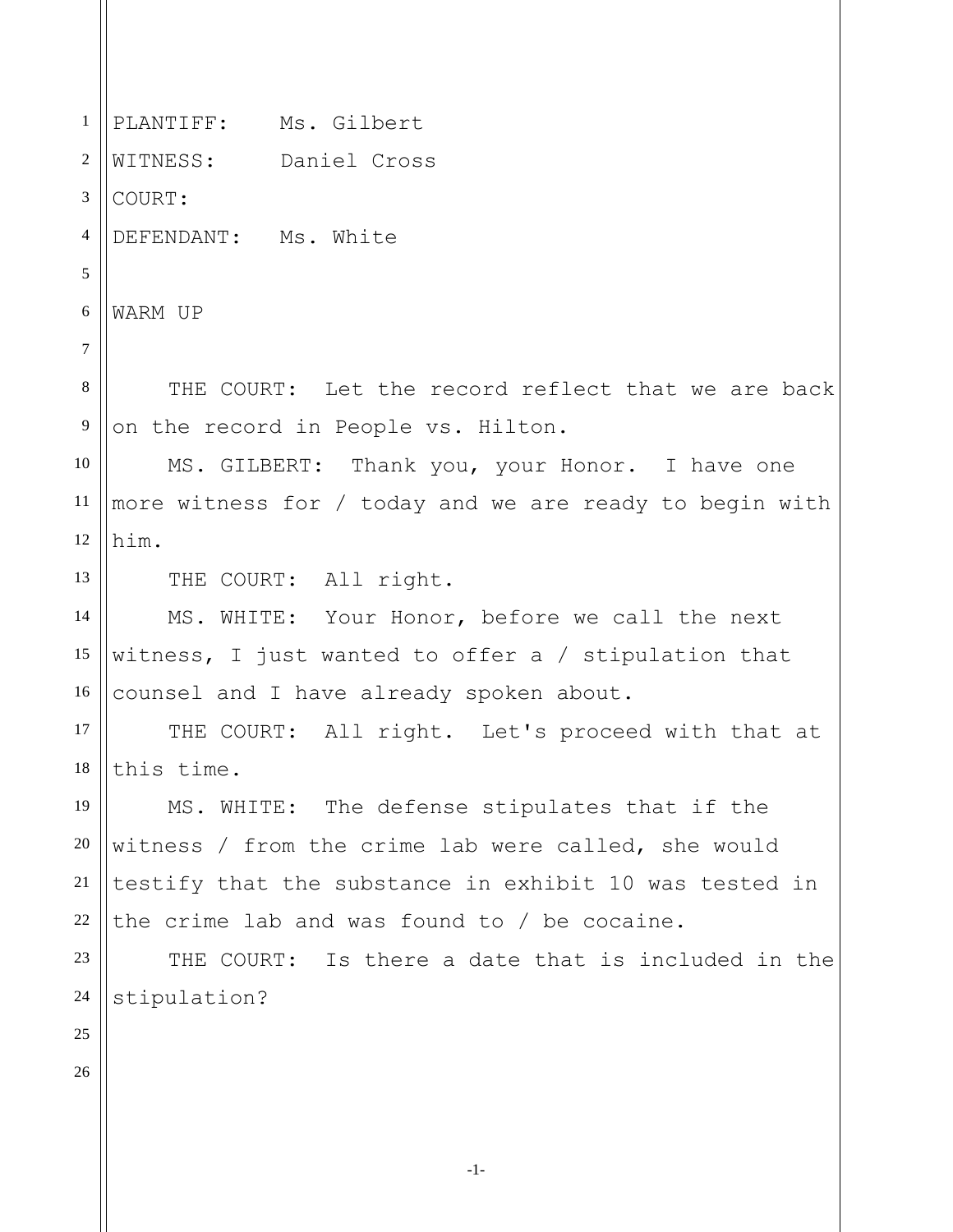PLANTIFF: Ms. Gilbert
WITNESS: Daniel Cross
COURT:
DEFENDANT: Ms. White

WARM UP

THE COURT: Let the record reflect that we are back on the record in People vs. Hilton.

MS. GILBERT: Thank you, your Honor. I have one more witness for / today and we are ready to begin with him.

THE COURT: All right.

MS. WHITE: Your Honor, before we call the next witness, I just wanted to offer a / stipulation that counsel and I have already spoken about.

THE COURT: All right. Let's proceed with that at this time.

MS. WHITE: The defense stipulates that if the witness / from the crime lab were called, she would testify that the substance in exhibit 10 was tested in the crime lab and was found to / be cocaine.

THE COURT: Is there a date that is included in the stipulation?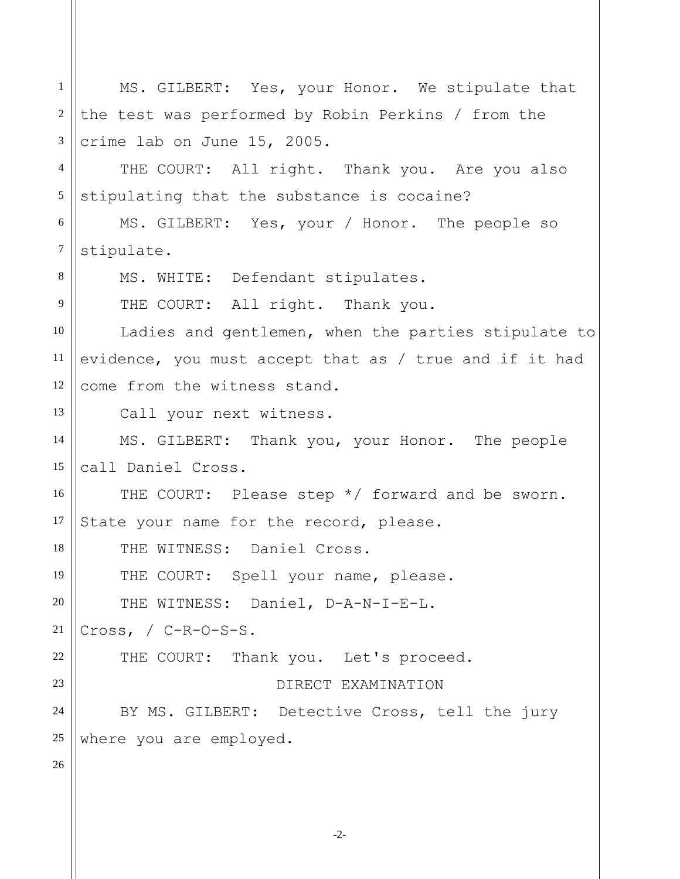MS. GILBERT: Yes, your Honor. We stipulate that the test was performed by Robin Perkins / from the crime lab on June 15, 2005.

THE COURT: All right. Thank you. Are you also stipulating that the substance is cocaine?

MS. GILBERT: Yes, your / Honor. The people so stipulate.

MS. WHITE: Defendant stipulates.

THE COURT: All right. Thank you.

Ladies and gentlemen, when the parties stipulate to evidence, you must accept that as / true and if it had come from the witness stand.

Call your next witness.

MS. GILBERT: Thank you, your Honor. The people call Daniel Cross.

THE COURT: Please step */ forward and be sworn. State your name for the record, please.

THE WITNESS: Daniel Cross.

THE COURT: Spell your name, please.

THE WITNESS: Daniel, D-A-N-I-E-L. Cross, / C-R-O-S-S.

THE COURT: Thank you. Let's proceed.

DIRECT EXAMINATION

BY MS. GILBERT: Detective Cross, tell the jury where you are employed.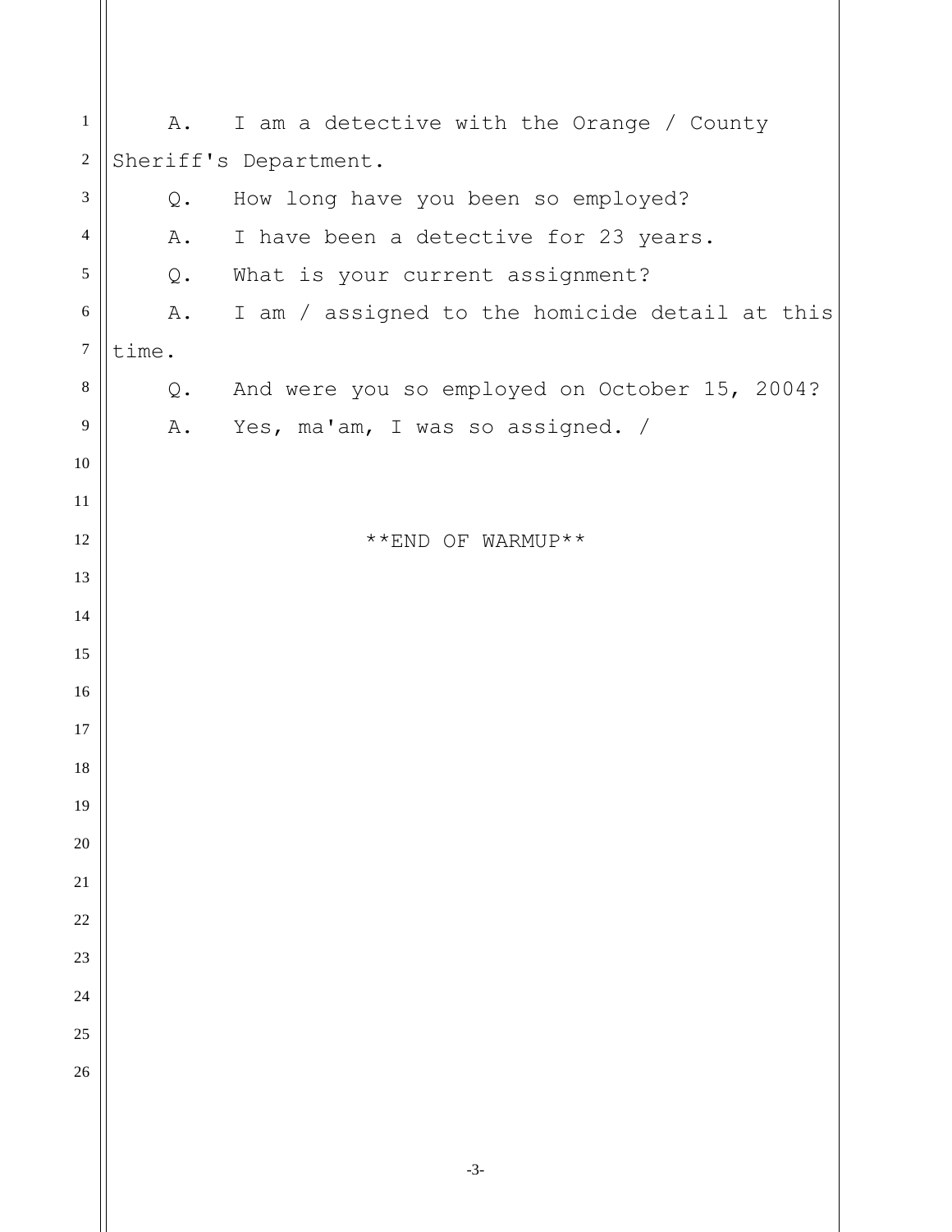A. I am a detective with the Orange / County Sheriff's Department.

Q. How long have you been so employed?

A. I have been a detective for 23 years.

Q. What is your current assignment?

A. I am / assigned to the homicide detail at this time.

Q. And were you so employed on October 15, 2004?

A. Yes, ma'am, I was so assigned. /

**END OF WARMUP**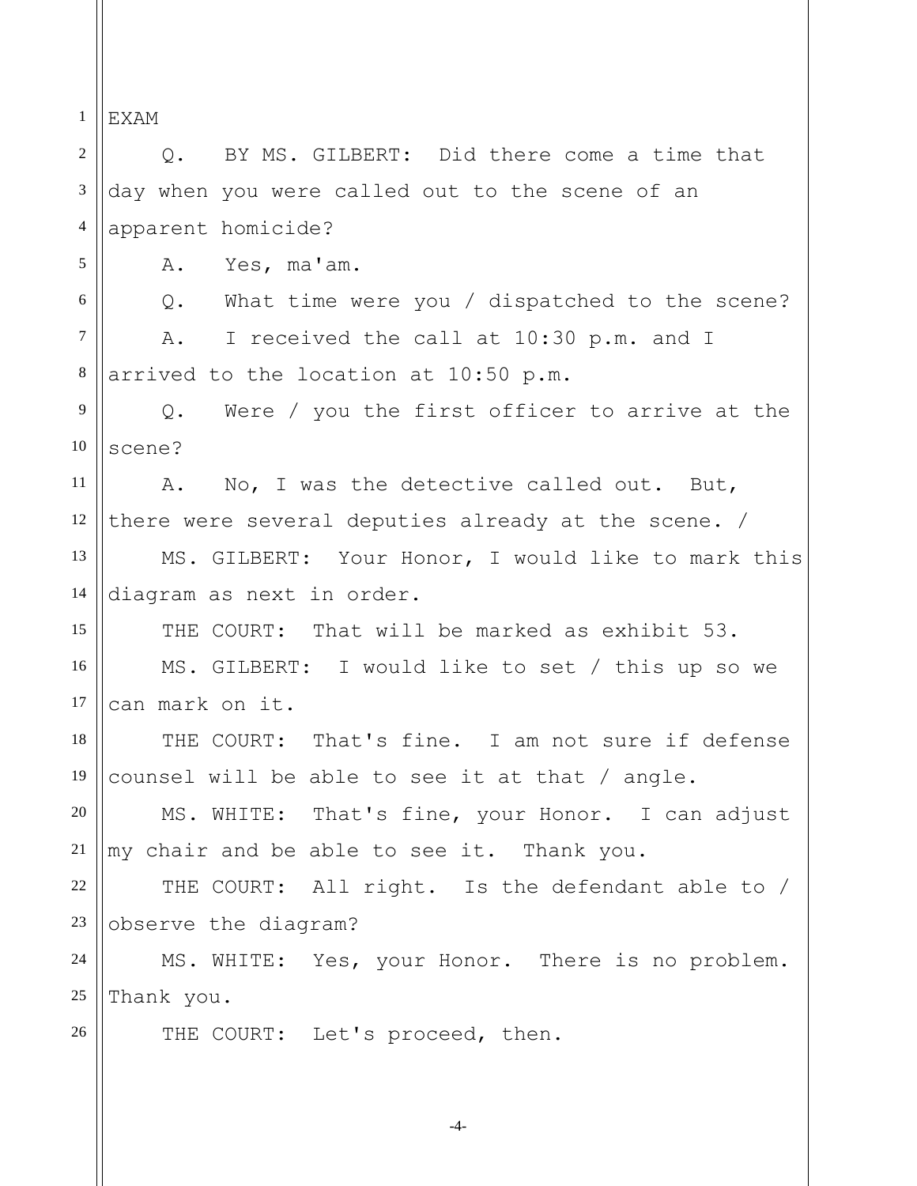EXAM

Q. BY MS. GILBERT: Did there come a time that day when you were called out to the scene of an apparent homicide?

A. Yes, ma'am.

Q. What time were you / dispatched to the scene?

A. I received the call at 10:30 p.m. and I arrived to the location at 10:50 p.m.

Q. Were / you the first officer to arrive at the scene?

A. No, I was the detective called out. But, there were several deputies already at the scene. /

MS. GILBERT: Your Honor, I would like to mark this diagram as next in order.

THE COURT: That will be marked as exhibit 53.

MS. GILBERT: I would like to set / this up so we can mark on it.

THE COURT: That's fine. I am not sure if defense counsel will be able to see it at that / angle.

MS. WHITE: That's fine, your Honor. I can adjust my chair and be able to see it. Thank you.

THE COURT: All right. Is the defendant able to / observe the diagram?

MS. WHITE: Yes, your Honor. There is no problem. Thank you.

THE COURT: Let's proceed, then.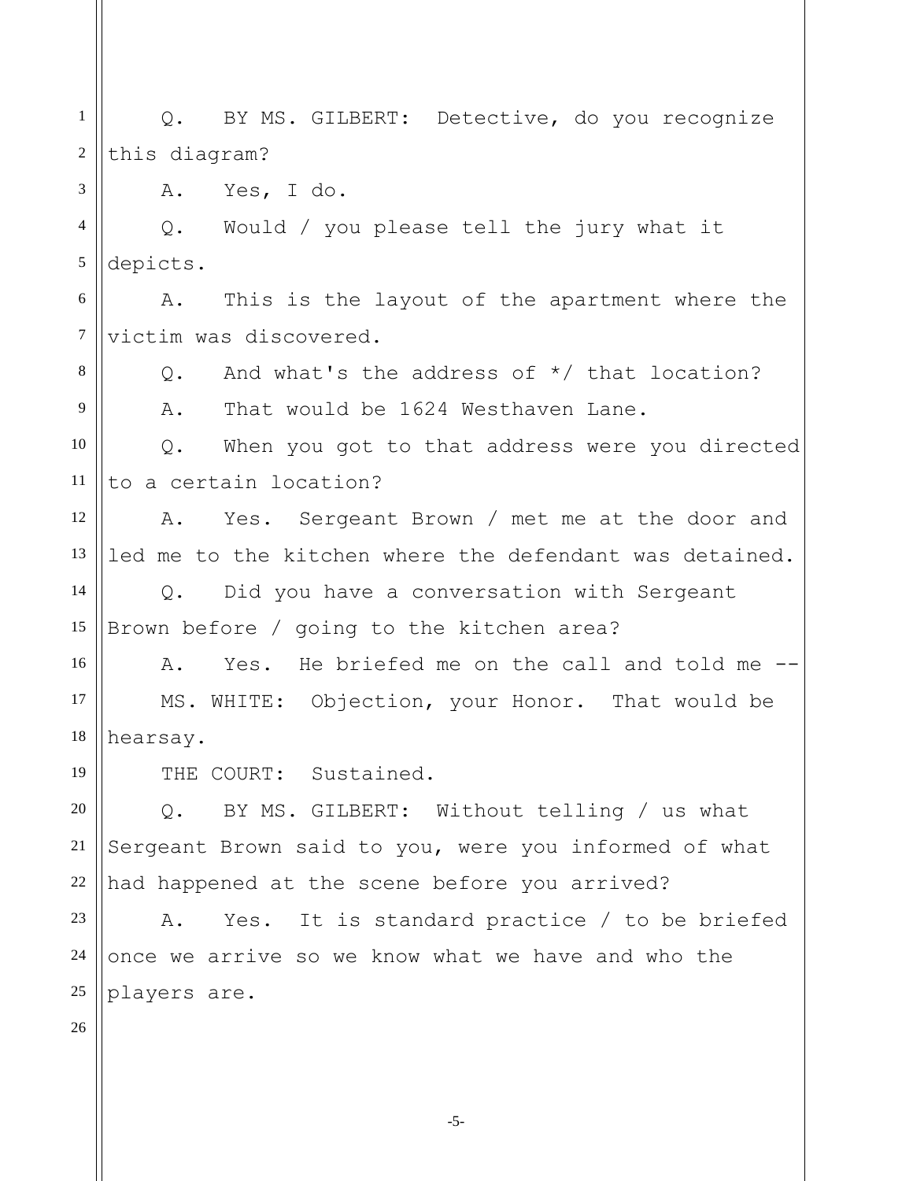Q. BY MS. GILBERT: Detective, do you recognize this diagram?

A. Yes, I do.

Q. Would / you please tell the jury what it depicts.

A. This is the layout of the apartment where the victim was discovered.

Q. And what's the address of */ that location?

A. That would be 1624 Westhaven Lane.

Q. When you got to that address were you directed to a certain location?

A. Yes. Sergeant Brown / met me at the door and led me to the kitchen where the defendant was detained.

Q. Did you have a conversation with Sergeant Brown before / going to the kitchen area?

A. Yes. He briefed me on the call and told me --

MS. WHITE: Objection, your Honor. That would be hearsay.

THE COURT: Sustained.

Q. BY MS. GILBERT: Without telling / us what Sergeant Brown said to you, were you informed of what had happened at the scene before you arrived?

A. Yes. It is standard practice / to be briefed once we arrive so we know what we have and who the players are.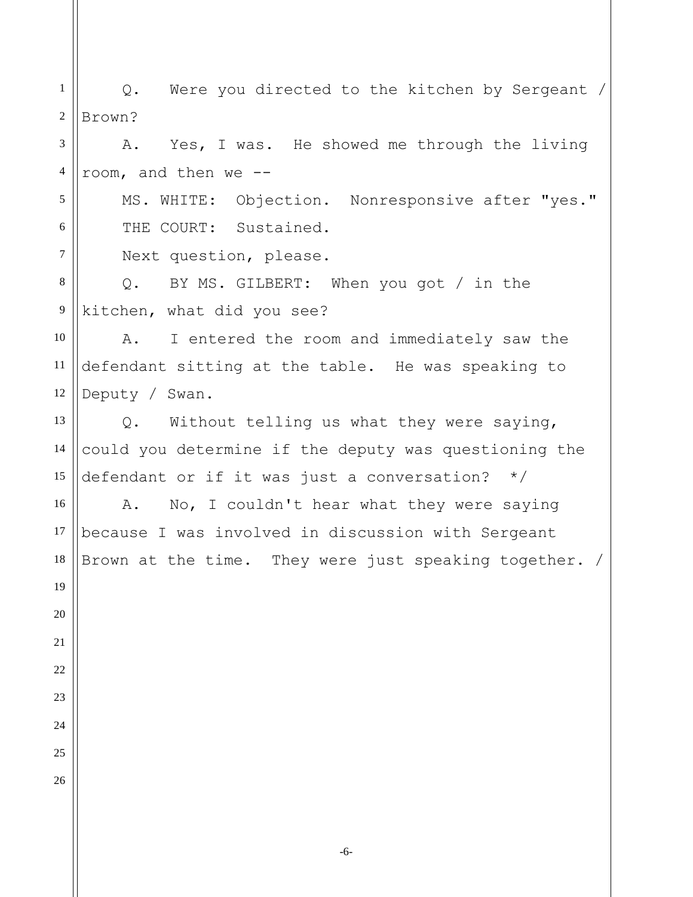Q. Were you directed to the kitchen by Sergeant / Brown?

A. Yes, I was. He showed me through the living room, and then we --

MS. WHITE: Objection. Nonresponsive after "yes."

THE COURT: Sustained.

Next question, please.

Q. BY MS. GILBERT: When you got / in the kitchen, what did you see?

A. I entered the room and immediately saw the defendant sitting at the table. He was speaking to Deputy / Swan.

Q. Without telling us what they were saying, could you determine if the deputy was questioning the defendant or if it was just a conversation? */

A. No, I couldn't hear what they were saying because I was involved in discussion with Sergeant Brown at the time. They were just speaking together. /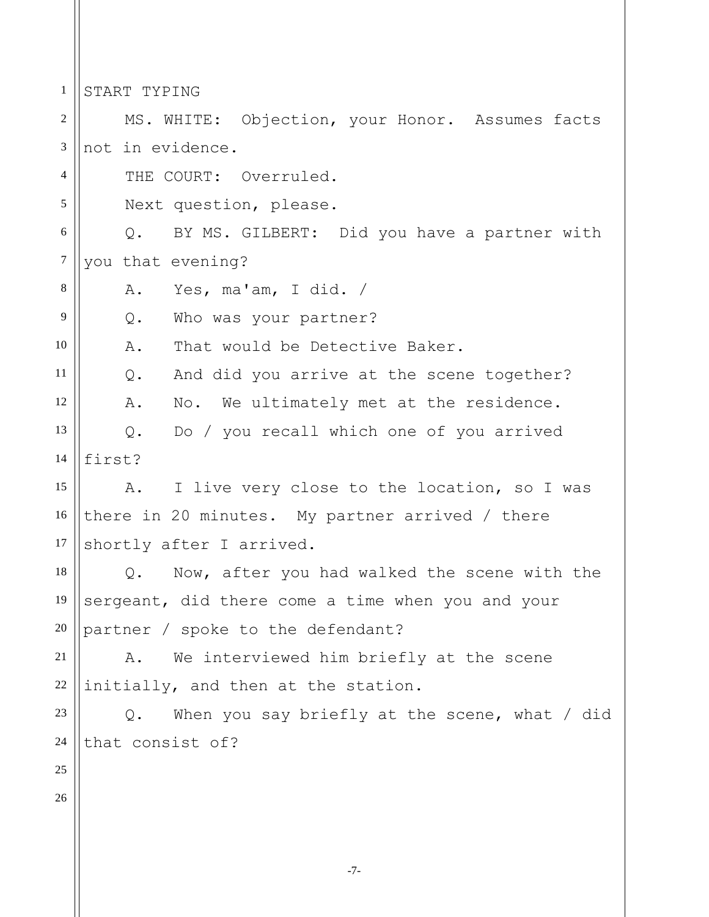START TYPING

MS. WHITE: Objection, your Honor. Assumes facts not in evidence.

THE COURT: Overruled.

Next question, please.

Q. BY MS. GILBERT: Did you have a partner with you that evening?

A. Yes, ma'am, I did. /

Q. Who was your partner?

A. That would be Detective Baker.

Q. And did you arrive at the scene together?

A. No. We ultimately met at the residence.

Q. Do / you recall which one of you arrived first?

A. I live very close to the location, so I was there in 20 minutes. My partner arrived / there shortly after I arrived.

Q. Now, after you had walked the scene with the sergeant, did there come a time when you and your partner / spoke to the defendant?

A. We interviewed him briefly at the scene initially, and then at the station.

Q. When you say briefly at the scene, what / did that consist of?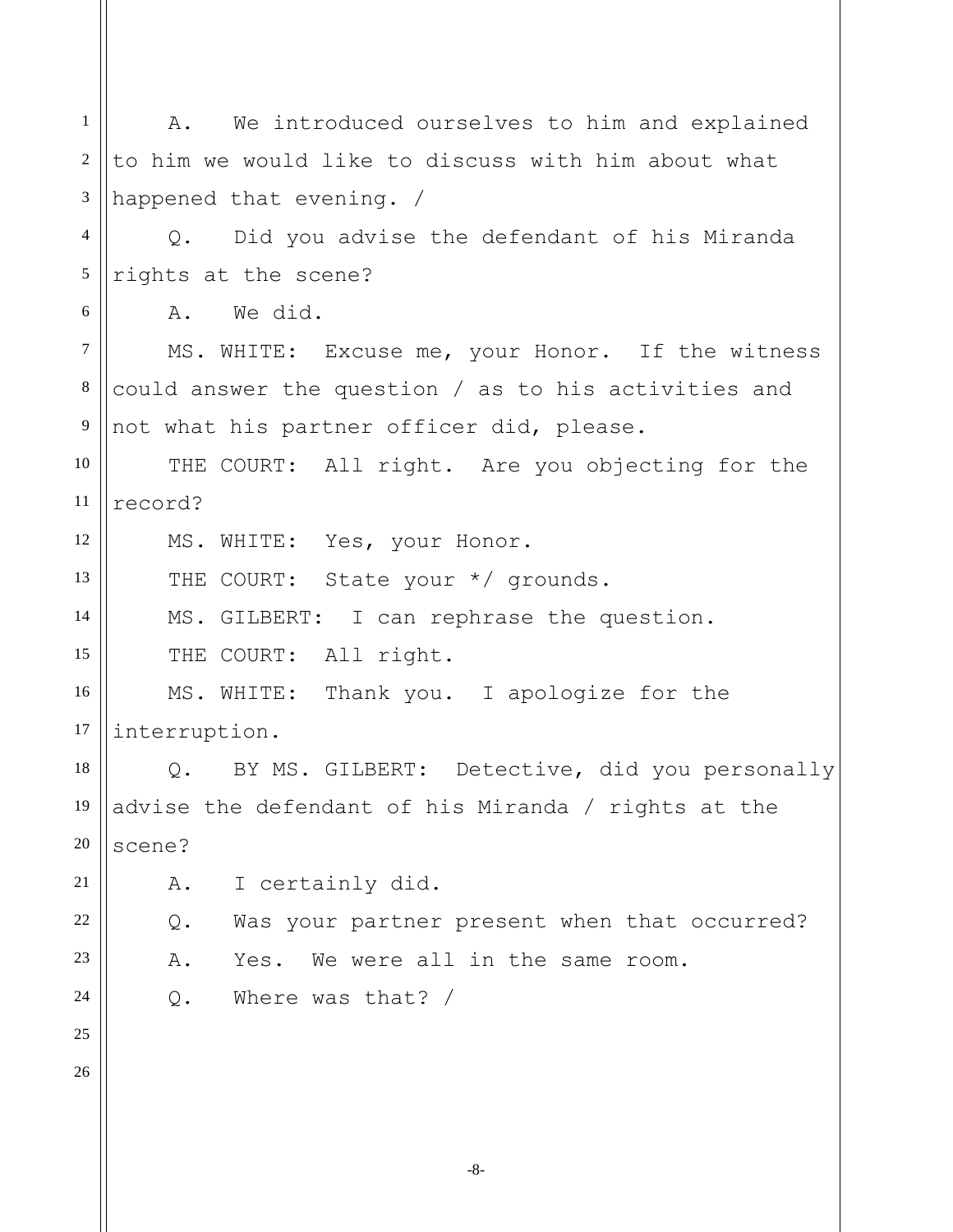A. We introduced ourselves to him and explained to him we would like to discuss with him about what happened that evening. /

Q. Did you advise the defendant of his Miranda rights at the scene?

A. We did.

MS. WHITE: Excuse me, your Honor. If the witness could answer the question / as to his activities and not what his partner officer did, please.

THE COURT: All right. Are you objecting for the record?

MS. WHITE: Yes, your Honor.

THE COURT: State your */ grounds.

MS. GILBERT: I can rephrase the question.

THE COURT: All right.

MS. WHITE: Thank you. I apologize for the interruption.

Q. BY MS. GILBERT: Detective, did you personally advise the defendant of his Miranda / rights at the scene?

A. I certainly did.

Q. Was your partner present when that occurred?

A. Yes. We were all in the same room.

Q. Where was that? /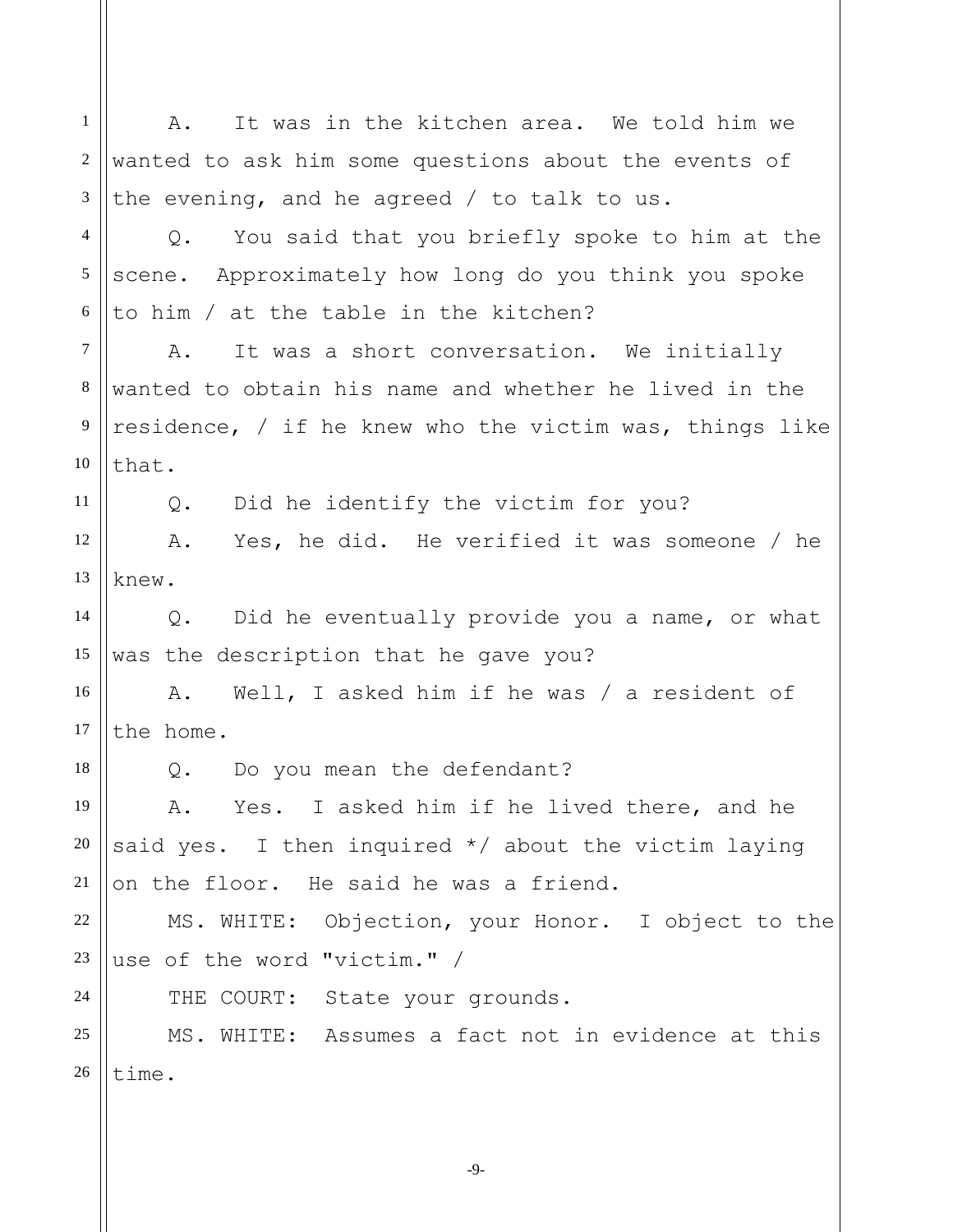A. It was in the kitchen area. We told him we wanted to ask him some questions about the events of the evening, and he agreed / to talk to us.

Q. You said that you briefly spoke to him at the scene. Approximately how long do you think you spoke to him / at the table in the kitchen?

A. It was a short conversation. We initially wanted to obtain his name and whether he lived in the residence, / if he knew who the victim was, things like that.

Q. Did he identify the victim for you?

A. Yes, he did. He verified it was someone / he knew.

Q. Did he eventually provide you a name, or what was the description that he gave you?

A. Well, I asked him if he was / a resident of the home.

Q. Do you mean the defendant?

A. Yes. I asked him if he lived there, and he said yes. I then inquired */ about the victim laying on the floor. He said he was a friend.

MS. WHITE: Objection, your Honor. I object to the use of the word "victim." /

THE COURT: State your grounds.

MS. WHITE: Assumes a fact not in evidence at this time.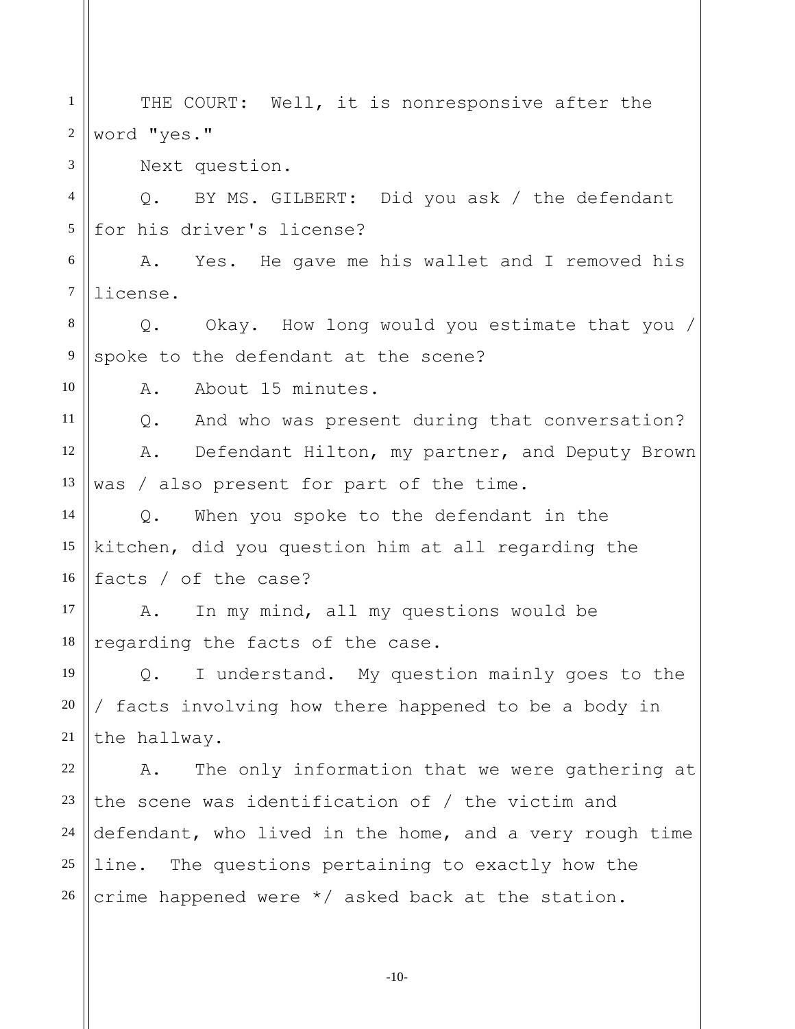THE COURT: Well, it is nonresponsive after the word "yes."

Next question.

Q. BY MS. GILBERT: Did you ask / the defendant for his driver's license?

A. Yes. He gave me his wallet and I removed his license.

Q. Okay. How long would you estimate that you / spoke to the defendant at the scene?

A. About 15 minutes.

Q. And who was present during that conversation?

A. Defendant Hilton, my partner, and Deputy Brown was / also present for part of the time.

Q. When you spoke to the defendant in the kitchen, did you question him at all regarding the facts / of the case?

A. In my mind, all my questions would be regarding the facts of the case.

Q. I understand. My question mainly goes to the / facts involving how there happened to be a body in the hallway.

A. The only information that we were gathering at the scene was identification of / the victim and defendant, who lived in the home, and a very rough time line. The questions pertaining to exactly how the crime happened were */ asked back at the station.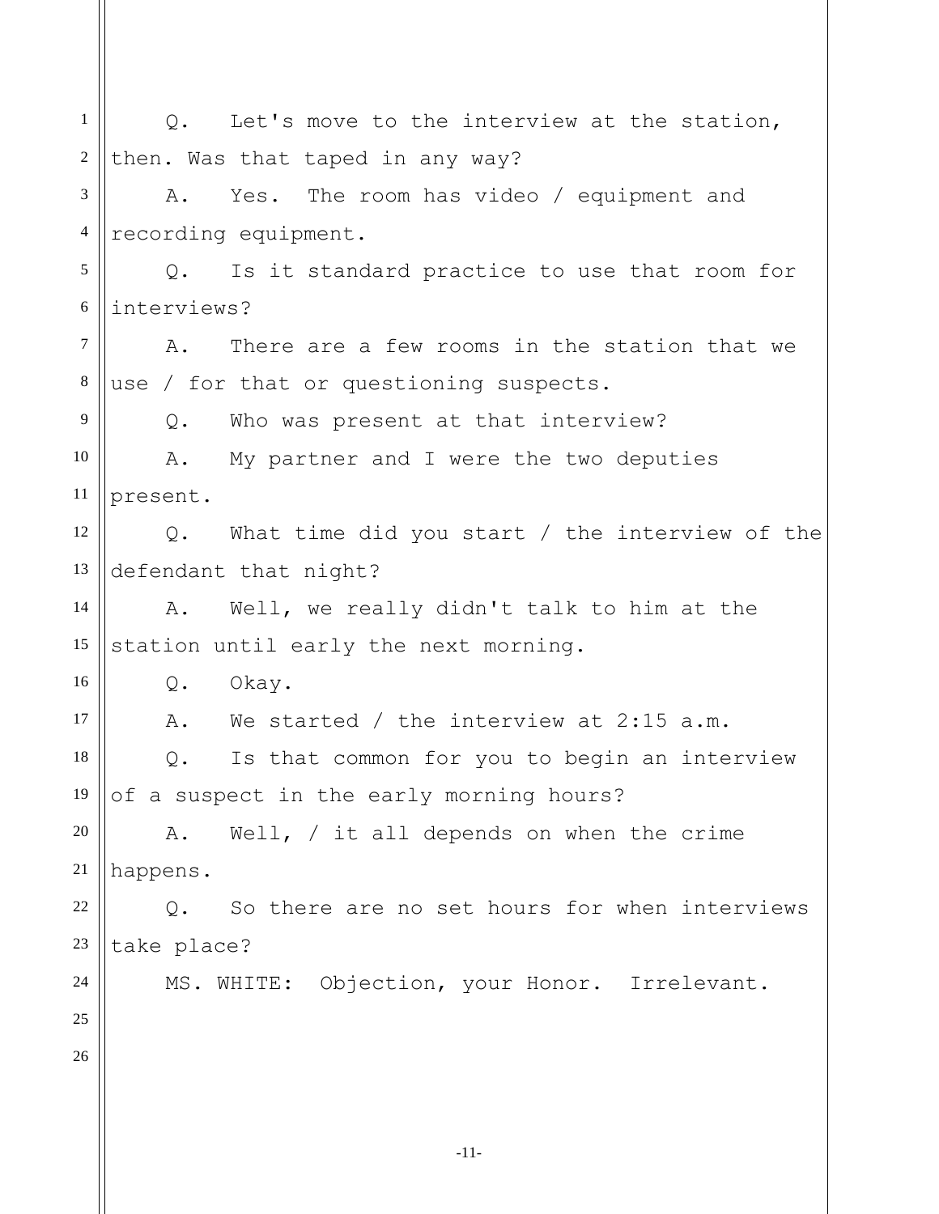Q. Let's move to the interview at the station, then. Was that taped in any way?

A. Yes. The room has video / equipment and recording equipment.

Q. Is it standard practice to use that room for interviews?

A. There are a few rooms in the station that we use / for that or questioning suspects.

Q. Who was present at that interview?

A. My partner and I were the two deputies present.

Q. What time did you start / the interview of the defendant that night?

A. Well, we really didn't talk to him at the station until early the next morning.

Q. Okay.

A. We started / the interview at 2:15 a.m.

Q. Is that common for you to begin an interview of a suspect in the early morning hours?

A. Well, / it all depends on when the crime happens.

Q. So there are no set hours for when interviews take place?

MS. WHITE: Objection, your Honor. Irrelevant.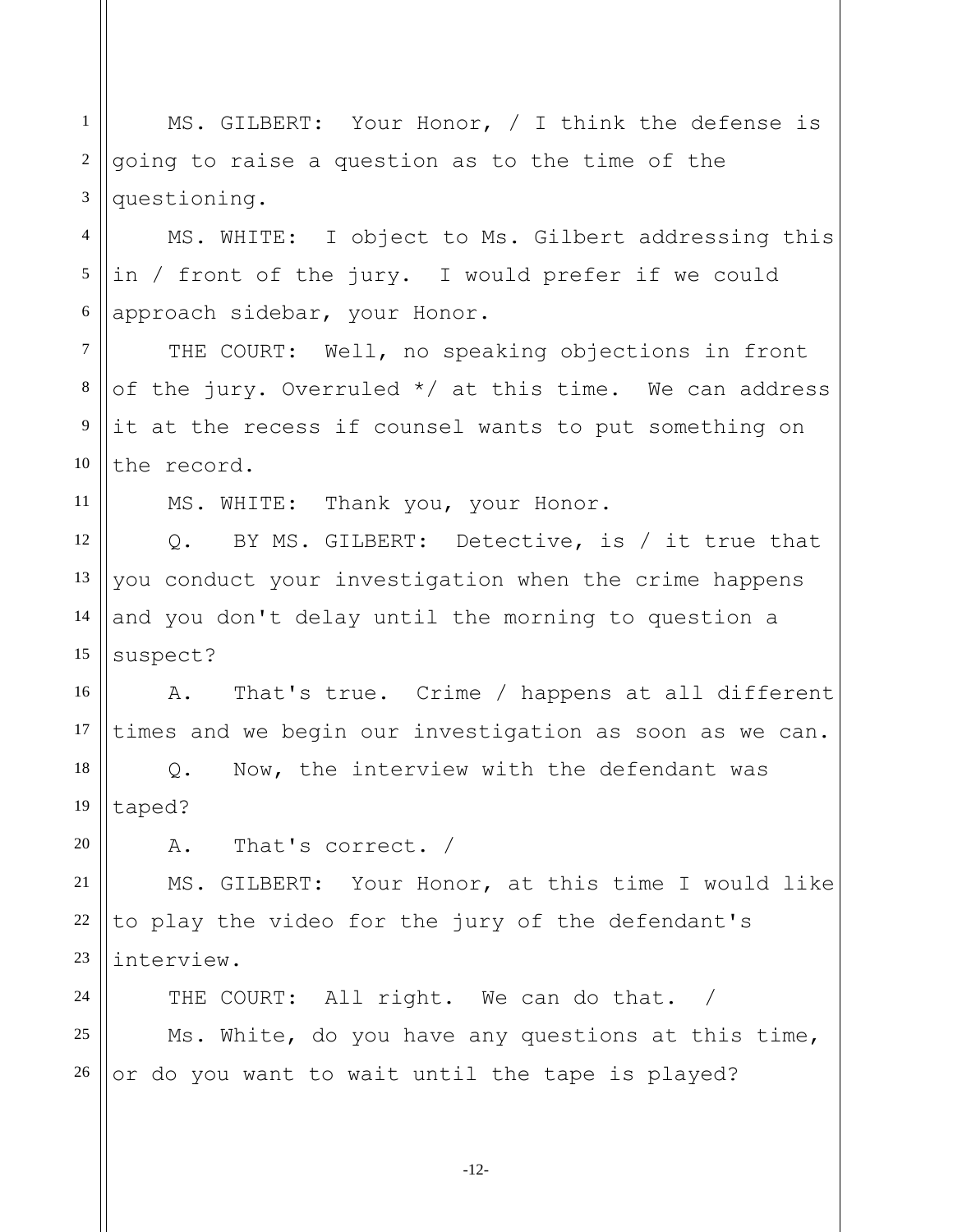MS. GILBERT: Your Honor, / I think the defense is going to raise a question as to the time of the questioning.

MS. WHITE: I object to Ms. Gilbert addressing this in / front of the jury. I would prefer if we could approach sidebar, your Honor.

THE COURT: Well, no speaking objections in front of the jury. Overruled */ at this time. We can address it at the recess if counsel wants to put something on the record.

MS. WHITE: Thank you, your Honor.

Q. BY MS. GILBERT: Detective, is / it true that you conduct your investigation when the crime happens and you don't delay until the morning to question a suspect?

A. That's true. Crime / happens at all different times and we begin our investigation as soon as we can.

Q. Now, the interview with the defendant was taped?

A. That's correct. /

MS. GILBERT: Your Honor, at this time I would like to play the video for the jury of the defendant's interview.

THE COURT: All right. We can do that. /

Ms. White, do you have any questions at this time, or do you want to wait until the tape is played?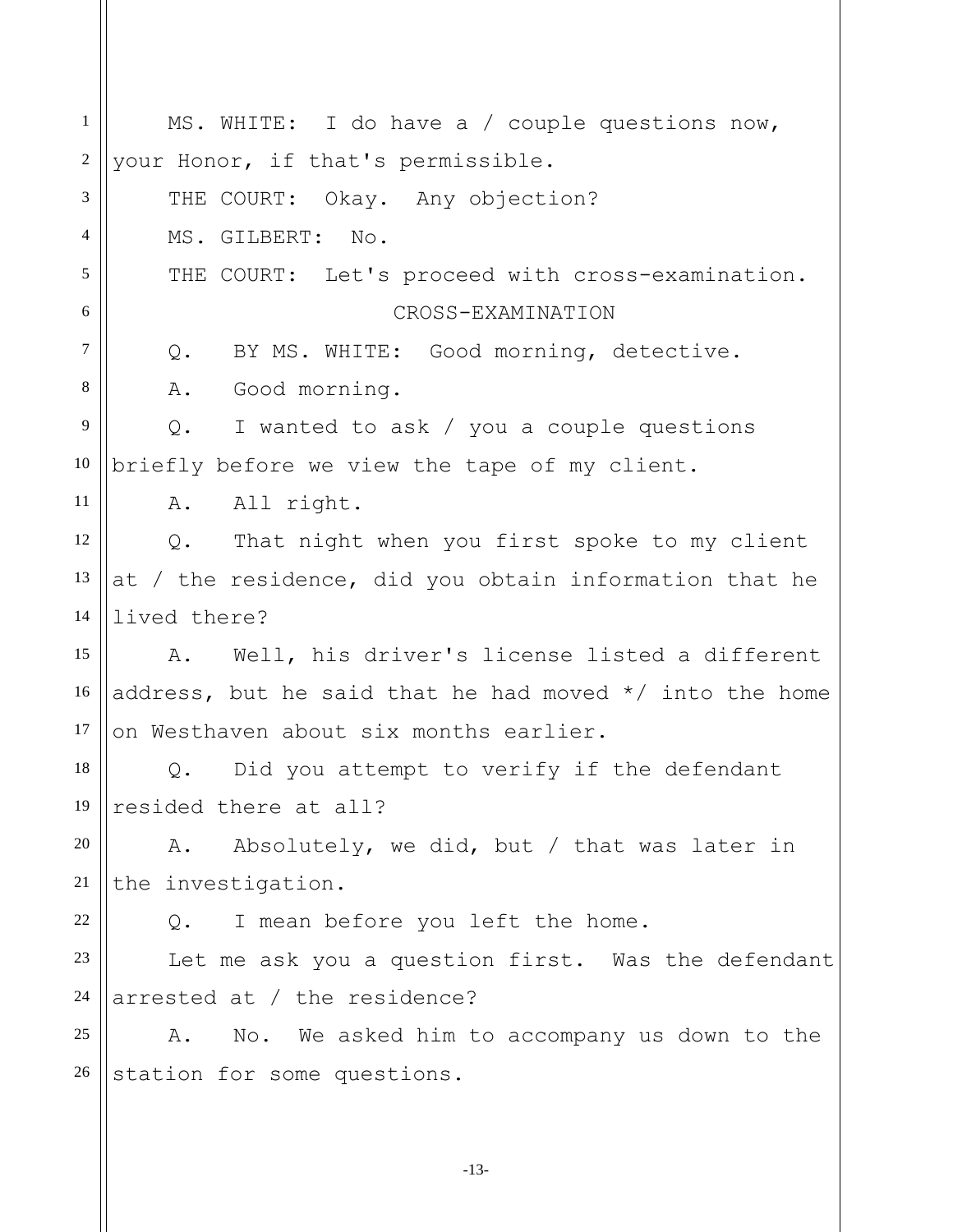MS. WHITE: I do have a / couple questions now, your Honor, if that's permissible.

THE COURT: Okay. Any objection?

MS. GILBERT: No.

THE COURT: Let's proceed with cross-examination.

CROSS-EXAMINATION

Q. BY MS. WHITE: Good morning, detective.

A. Good morning.

Q. I wanted to ask / you a couple questions briefly before we view the tape of my client.

A. All right.

Q. That night when you first spoke to my client at / the residence, did you obtain information that he lived there?

A. Well, his driver's license listed a different address, but he said that he had moved */ into the home on Westhaven about six months earlier.

Q. Did you attempt to verify if the defendant resided there at all?

A. Absolutely, we did, but / that was later in the investigation.

Q. I mean before you left the home.

Let me ask you a question first. Was the defendant arrested at / the residence?

A. No. We asked him to accompany us down to the station for some questions.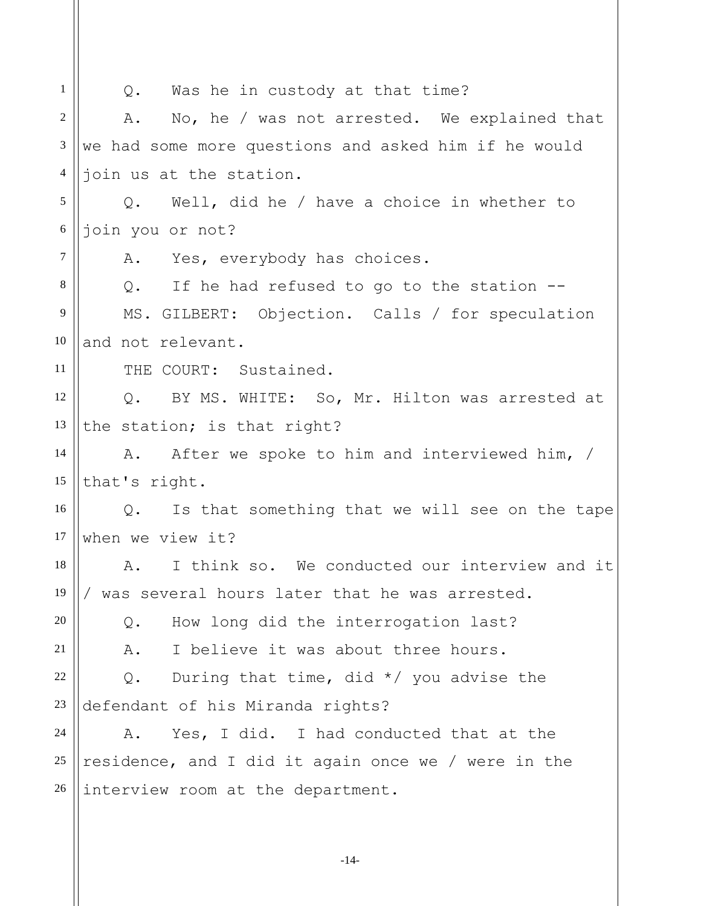Q. Was he in custody at that time?

A. No, he / was not arrested. We explained that we had some more questions and asked him if he would join us at the station.

Q. Well, did he / have a choice in whether to join you or not?

A. Yes, everybody has choices.

Q. If he had refused to go to the station --

MS. GILBERT: Objection. Calls / for speculation and not relevant.

THE COURT: Sustained.

Q. BY MS. WHITE: So, Mr. Hilton was arrested at the station; is that right?

A. After we spoke to him and interviewed him, / that's right.

Q. Is that something that we will see on the tape when we view it?

A. I think so. We conducted our interview and it / was several hours later that he was arrested.

Q. How long did the interrogation last?

A. I believe it was about three hours.

Q. During that time, did */ you advise the defendant of his Miranda rights?

A. Yes, I did. I had conducted that at the residence, and I did it again once we / were in the interview room at the department.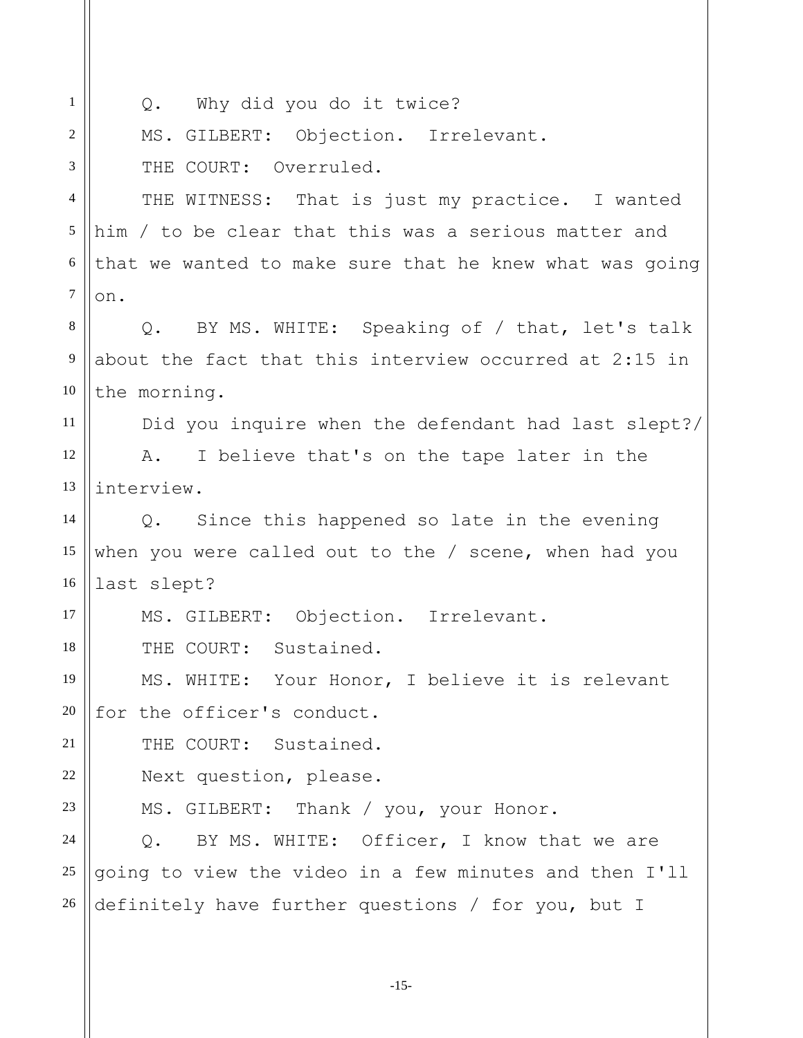Q. Why did you do it twice?

MS. GILBERT: Objection. Irrelevant.

THE COURT: Overruled.

THE WITNESS: That is just my practice. I wanted him / to be clear that this was a serious matter and that we wanted to make sure that he knew what was going on.

Q. BY MS. WHITE: Speaking of / that, let's talk about the fact that this interview occurred at 2:15 in the morning.

Did you inquire when the defendant had last slept?/

A. I believe that's on the tape later in the interview.

Q. Since this happened so late in the evening when you were called out to the / scene, when had you last slept?

MS. GILBERT: Objection. Irrelevant.

THE COURT: Sustained.

MS. WHITE: Your Honor, I believe it is relevant for the officer's conduct.

THE COURT: Sustained.

Next question, please.

MS. GILBERT: Thank / you, your Honor.

Q. BY MS. WHITE: Officer, I know that we are going to view the video in a few minutes and then I'll definitely have further questions / for you, but I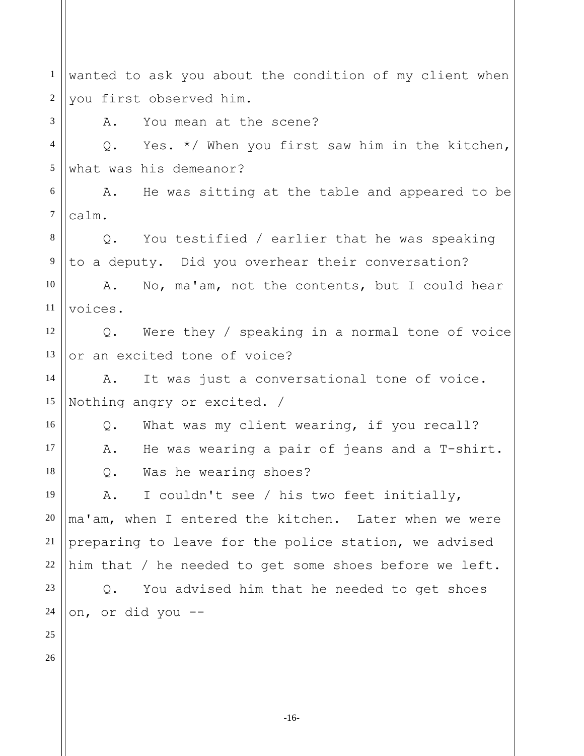wanted to ask you about the condition of my client when you first observed him.

A. You mean at the scene?

Q. Yes. */ When you first saw him in the kitchen, what was his demeanor?

A. He was sitting at the table and appeared to be calm.

Q. You testified / earlier that he was speaking to a deputy. Did you overhear their conversation?

A. No, ma'am, not the contents, but I could hear voices.

Q. Were they / speaking in a normal tone of voice or an excited tone of voice?

A. It was just a conversational tone of voice. Nothing angry or excited. /

Q. What was my client wearing, if you recall?

A. He was wearing a pair of jeans and a T-shirt.

Q. Was he wearing shoes?

A. I couldn't see / his two feet initially, ma'am, when I entered the kitchen. Later when we were preparing to leave for the police station, we advised him that / he needed to get some shoes before we left.

Q. You advised him that he needed to get shoes on, or did you --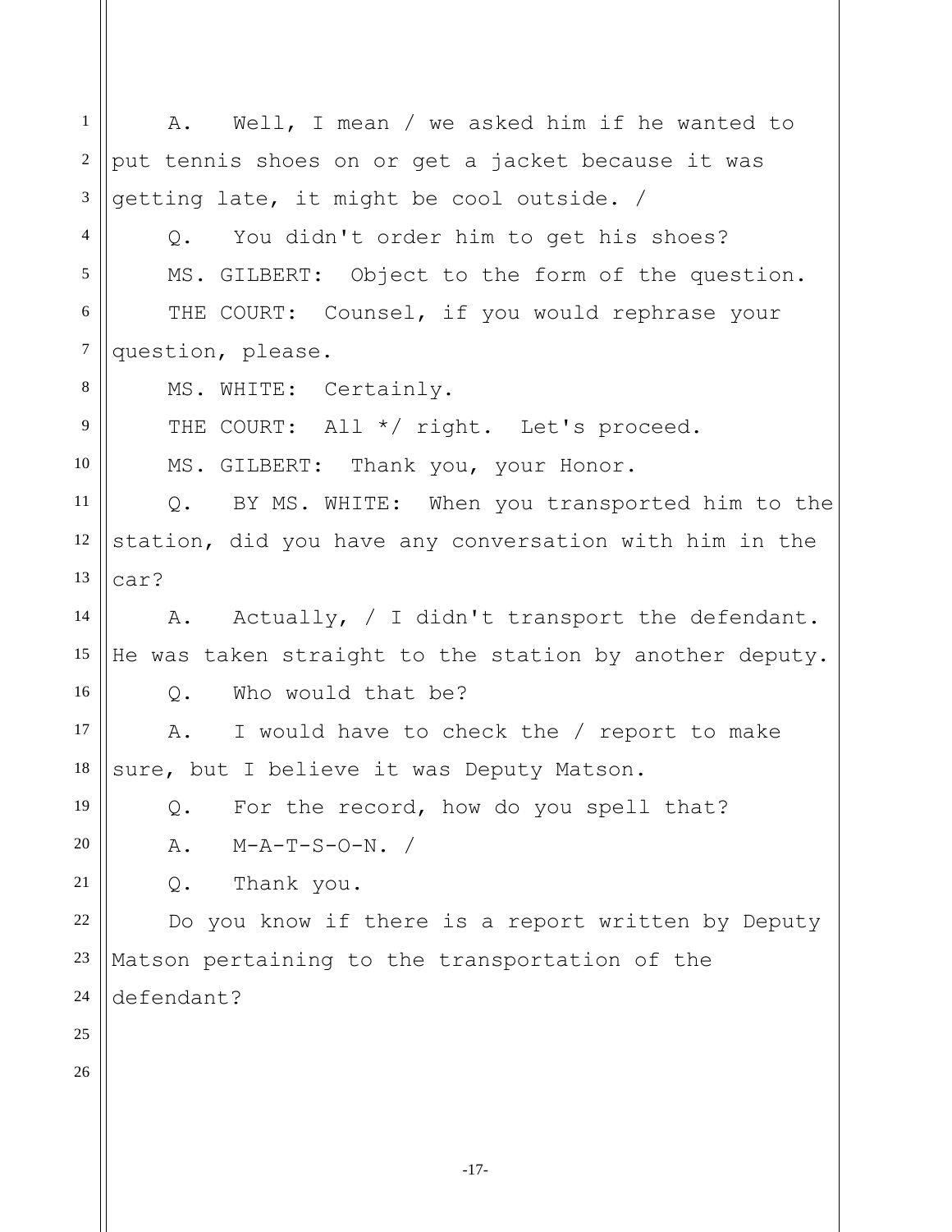A. Well, I mean / we asked him if he wanted to put tennis shoes on or get a jacket because it was getting late, it might be cool outside. /

Q. You didn't order him to get his shoes?

MS. GILBERT: Object to the form of the question.

THE COURT: Counsel, if you would rephrase your question, please.

MS. WHITE: Certainly.

THE COURT: All */ right. Let's proceed.

MS. GILBERT: Thank you, your Honor.

Q. BY MS. WHITE: When you transported him to the station, did you have any conversation with him in the car?

A. Actually, / I didn't transport the defendant. He was taken straight to the station by another deputy.

Q. Who would that be?

A. I would have to check the / report to make sure, but I believe it was Deputy Matson.

Q. For the record, how do you spell that?

A. M-A-T-S-O-N. /

Q. Thank you.

Do you know if there is a report written by Deputy Matson pertaining to the transportation of the defendant?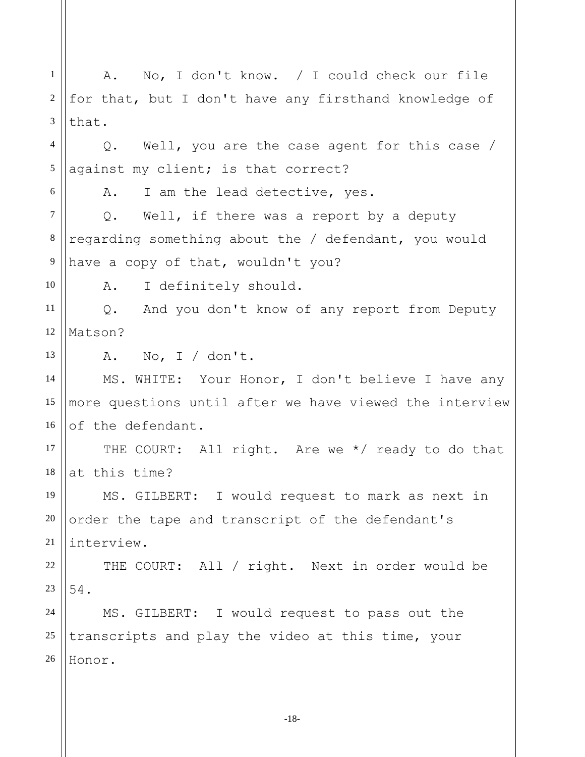A. No, I don't know. / I could check our file for that, but I don't have any firsthand knowledge of that.

Q. Well, you are the case agent for this case / against my client; is that correct?

A. I am the lead detective, yes.

Q. Well, if there was a report by a deputy regarding something about the / defendant, you would have a copy of that, wouldn't you?

A. I definitely should.

Q. And you don't know of any report from Deputy Matson?

A. No, I / don't.

MS. WHITE: Your Honor, I don't believe I have any more questions until after we have viewed the interview of the defendant.

THE COURT: All right. Are we */ ready to do that at this time?

MS. GILBERT: I would request to mark as next in order the tape and transcript of the defendant's interview.

THE COURT: All / right. Next in order would be 54.

MS. GILBERT: I would request to pass out the transcripts and play the video at this time, your Honor.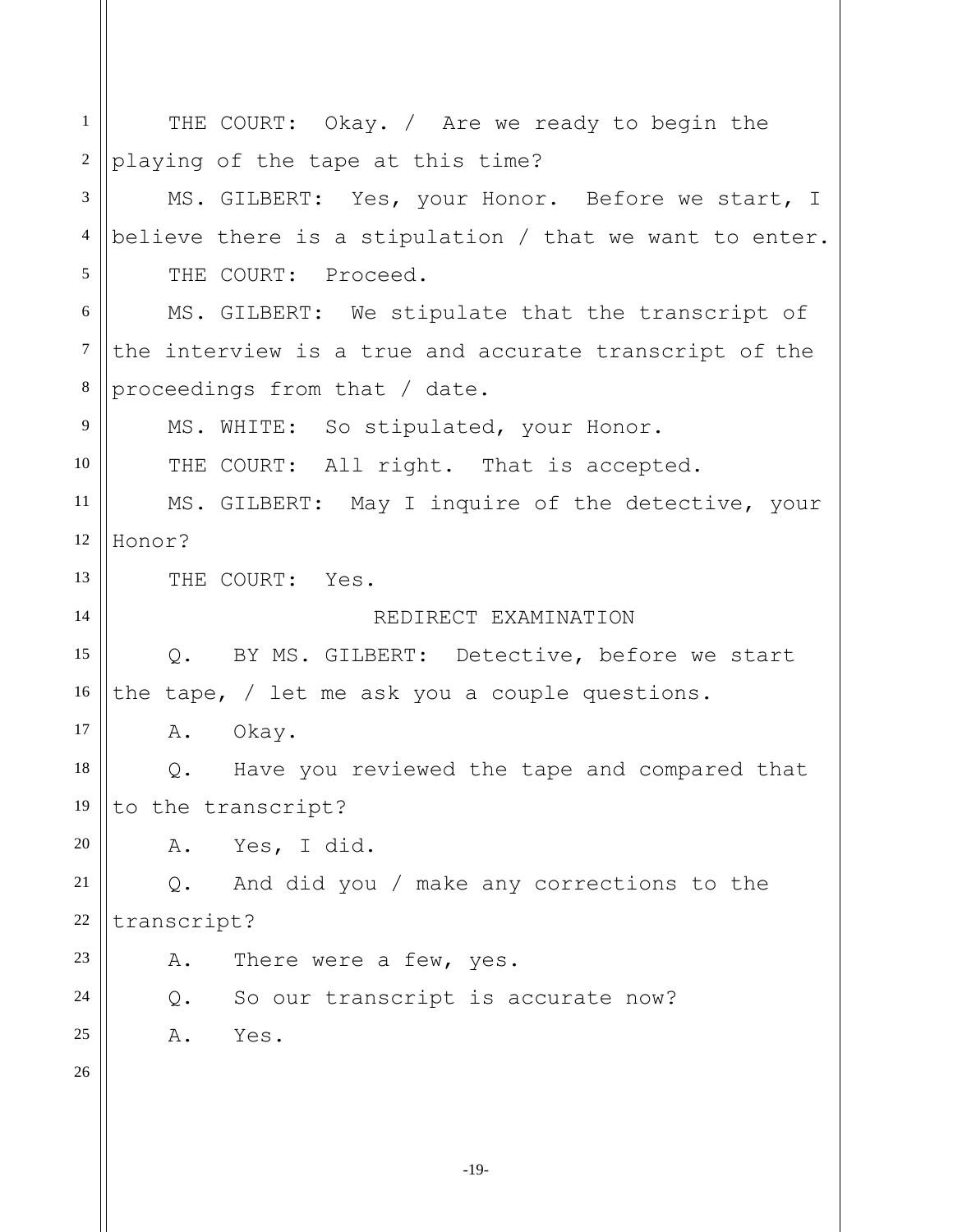THE COURT: Okay. / Are we ready to begin the playing of the tape at this time?

MS. GILBERT: Yes, your Honor. Before we start, I believe there is a stipulation / that we want to enter.

THE COURT: Proceed.

MS. GILBERT: We stipulate that the transcript of the interview is a true and accurate transcript of the proceedings from that / date.

MS. WHITE: So stipulated, your Honor.

THE COURT: All right. That is accepted.

MS. GILBERT: May I inquire of the detective, your Honor?

THE COURT: Yes.

REDIRECT EXAMINATION

Q. BY MS. GILBERT: Detective, before we start the tape, / let me ask you a couple questions.

A. Okay.

Q. Have you reviewed the tape and compared that to the transcript?

A. Yes, I did.

Q. And did you / make any corrections to the transcript?

A. There were a few, yes.

Q. So our transcript is accurate now?

A. Yes.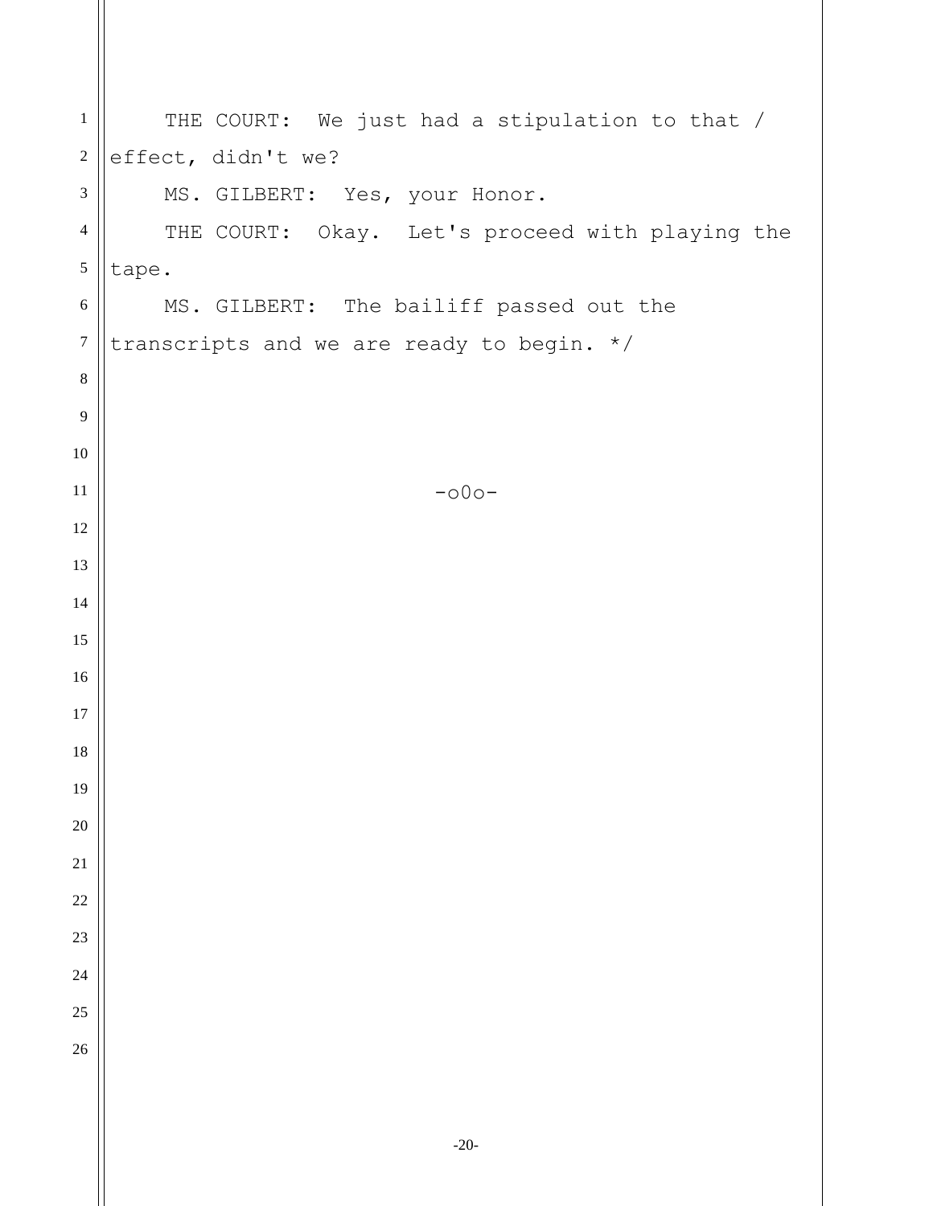THE COURT: We just had a stipulation to that / effect, didn't we?

MS. GILBERT: Yes, your Honor.

THE COURT: Okay. Let's proceed with playing the tape.

MS. GILBERT: The bailiff passed out the transcripts and we are ready to begin. */

-o0o-